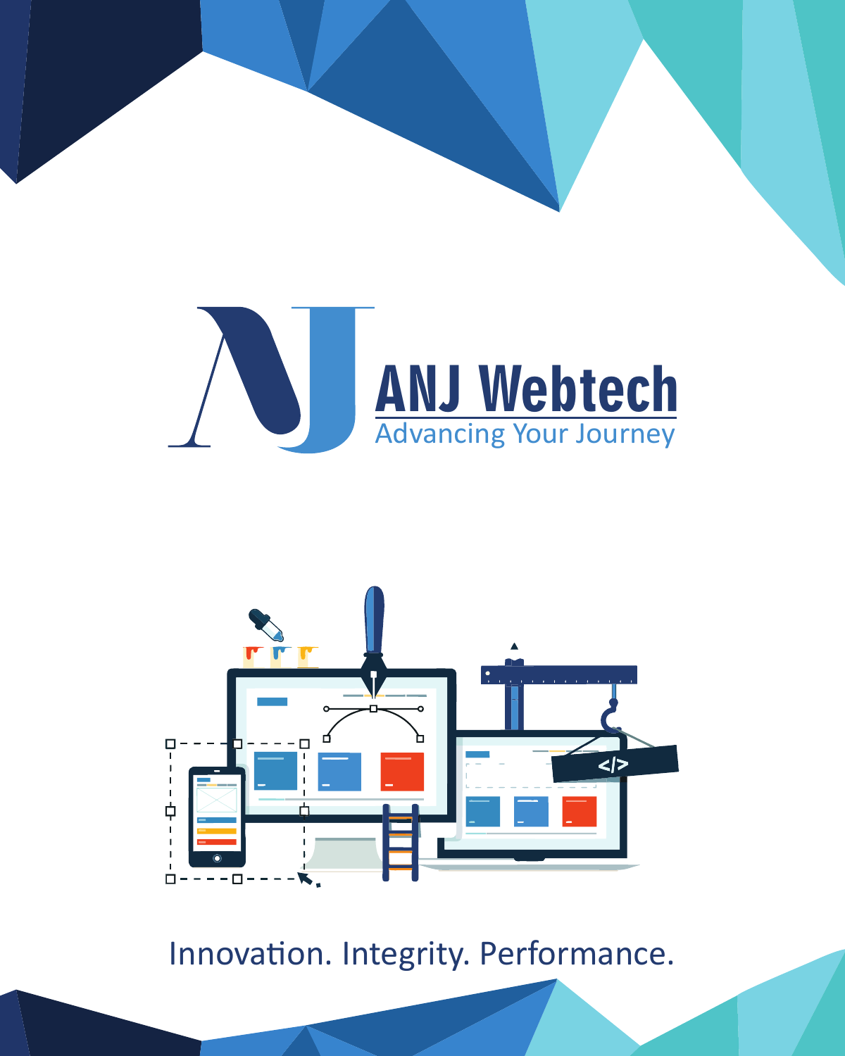# ANJ Webtech

Advancing Your Journey

Innovation. Integrity. Performance.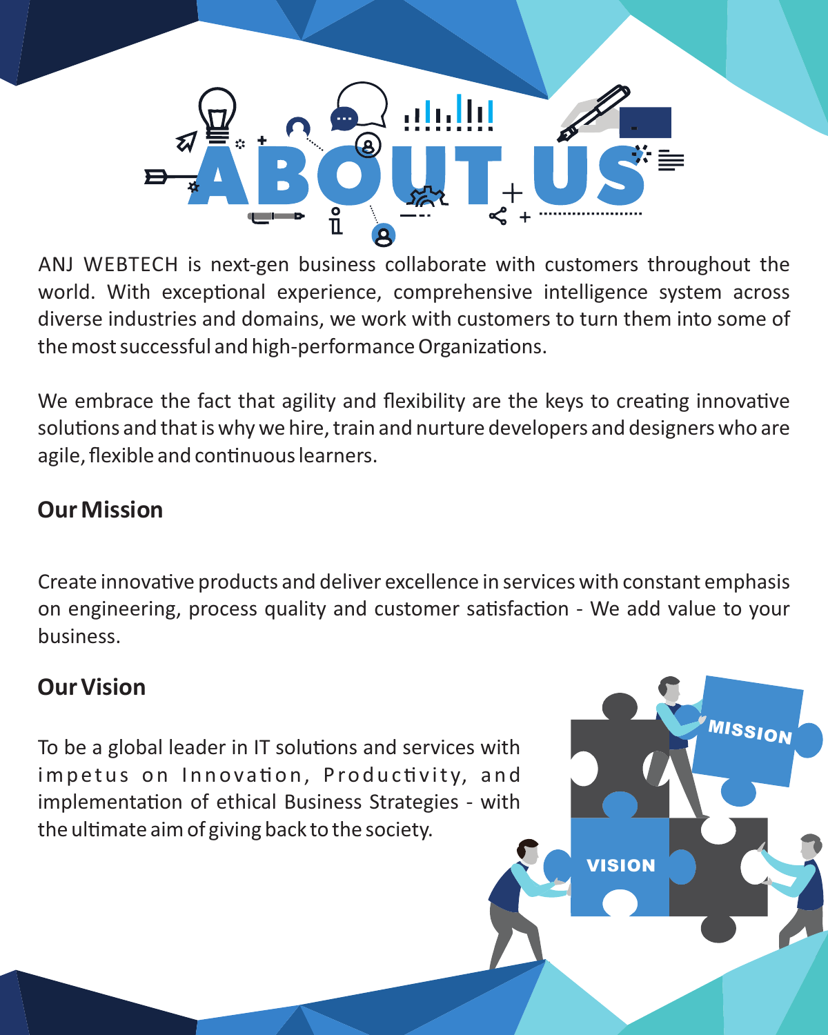# ABOUT US

ANJ WEBTECH is next-gen business collaborate with customers throughout the world. With exceptional experience, comprehensive intelligence system across diverse industries and domains, we work with customers to turn them into some of the most successful and high-performance Organizations.

We embrace the fact that agility and flexibility are the keys to creating innovative solutions and that is why we hire, train and nurture developers and designers who are agile, flexible and continuous learners.

## Our Mission

Create innovative products and deliver excellence in services with constant emphasis on engineering, process quality and customer satisfaction - We add value to your business.

## Our Vision

To be a global leader in IT solutions and services with impetus on Innovation, Productivity, and implementation of ethical Business Strategies - with the ultimate aim of giving back to the society.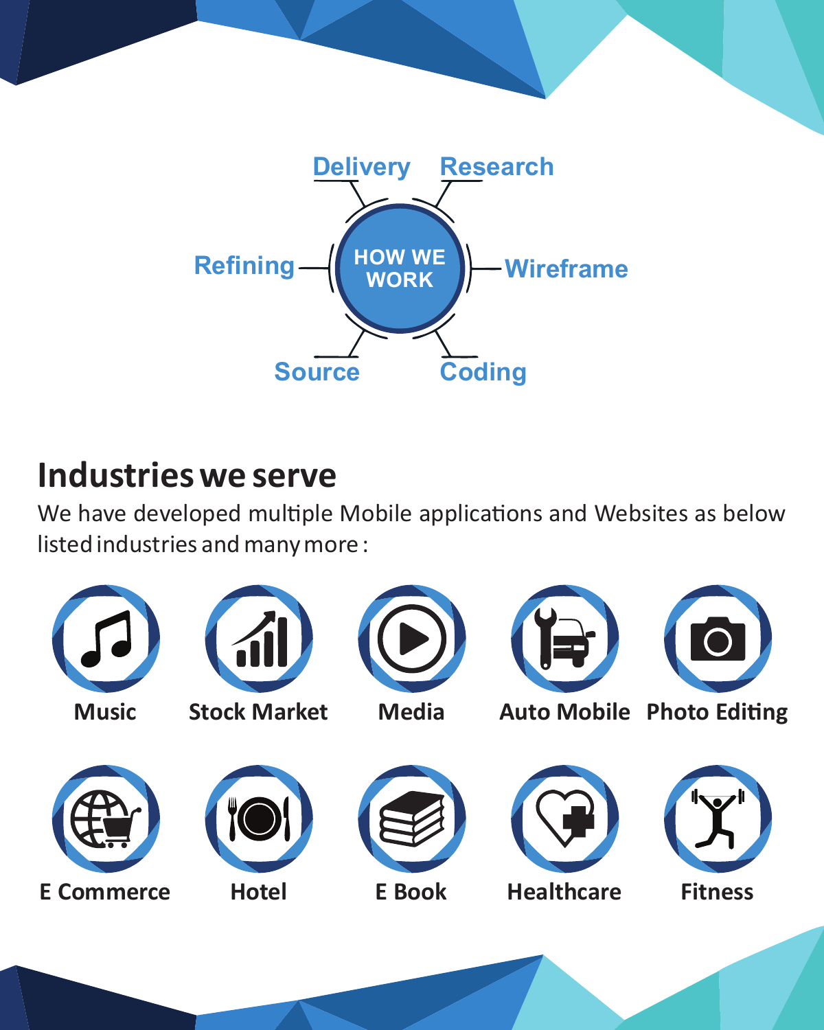## HOW WE WORK

- Research
- Wireframe
- Coding
- Source
- Refining
- Delivery

## Industries we serve

We have developed multiple Mobile applications and Websites as below listed industries and many more :

- Music
- Stock Market
- Media
- Auto Mobile
- Photo Editing
- E Commerce
- Hotel
- E Book
- Healthcare
- Fitness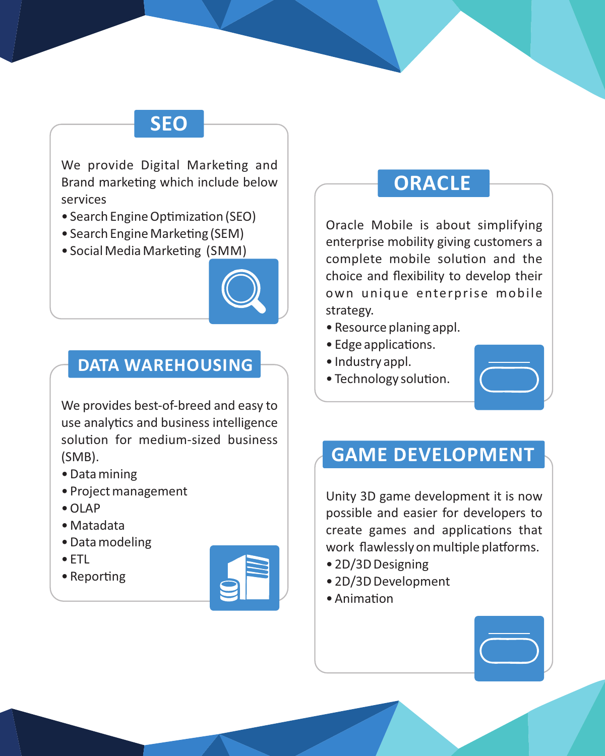## SEO

We provide Digital Marketing and Brand marketing which include below services

- Search Engine Optimization (SEO)
- Search Engine Marketing (SEM)
- Social Media Marketing (SMM)

## ORACLE

Oracle Mobile is about simplifying enterprise mobility giving customers a complete mobile solution and the choice and flexibility to develop their own unique enterprise mobile strategy.

- Resource planing appl.
- Edge applications.
- Industry appl.
- Technology solution.

## DATA WAREHOUSING

We provides best-of-breed and easy to use analytics and business intelligence solution for medium-sized business (SMB).

- Data mining
- Project management
- OLAP
- Matadata
- Data modeling
- ETL
- Reporting

## GAME DEVELOPMENT

Unity 3D game development it is now possible and easier for developers to create games and applications that work flawlessly on multiple platforms.

- 2D/3D Designing
- 2D/3D Development
- Animation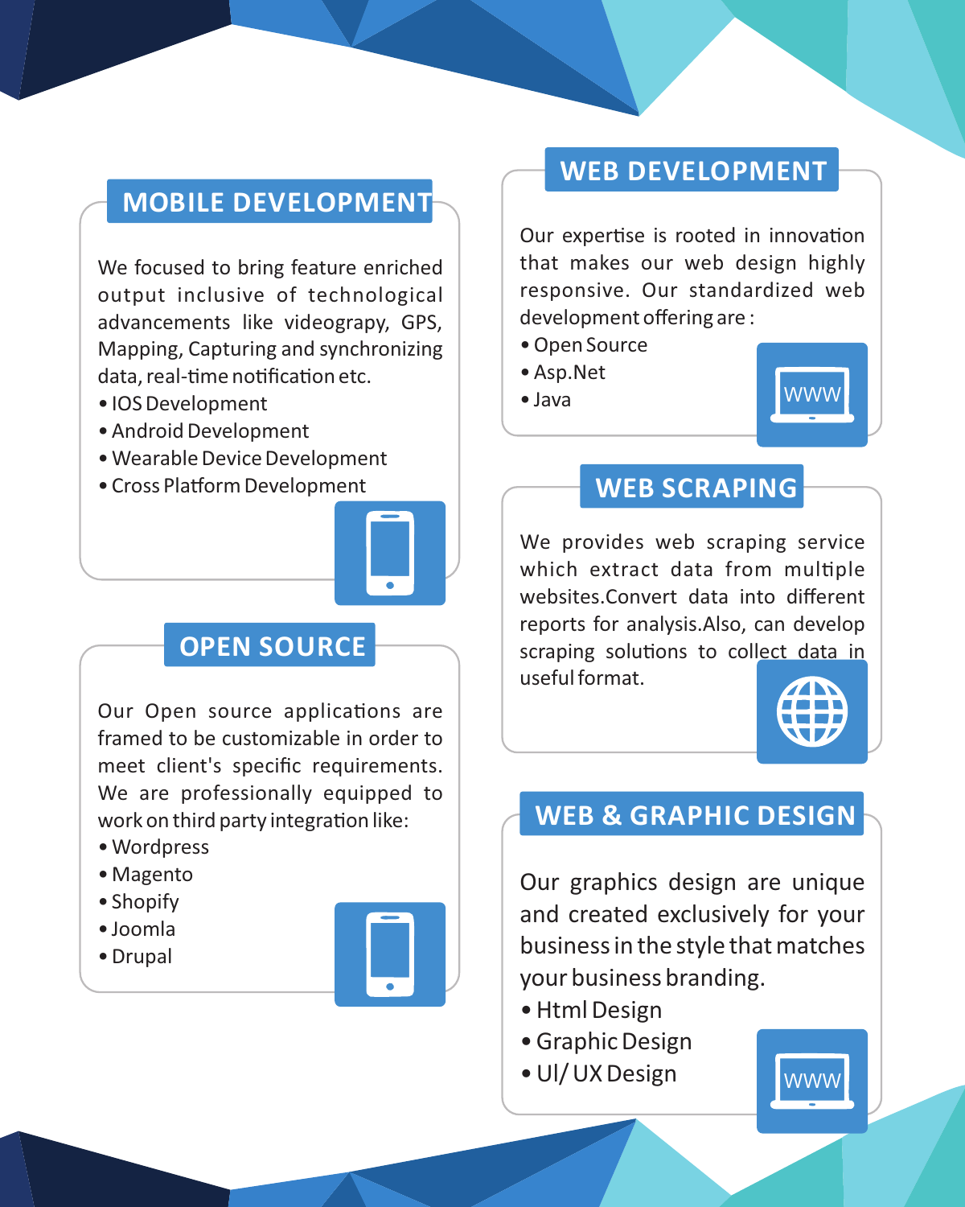## MOBILE DEVELOPMENT

We focused to bring feature enriched output inclusive of technological advancements like videograpy, GPS, Mapping, Capturing and synchronizing data, real-time notification etc.

- IOS Development
- Android Development
- Wearable Device Development
- Cross Platform Development

## OPEN SOURCE

Our Open source applications are framed to be customizable in order to meet client's specific requirements. We are professionally equipped to work on third party integration like:

- Wordpress
- Magento
- Shopify
- Joomla
- Drupal

## WEB DEVELOPMENT

Our expertise is rooted in innovation that makes our web design highly responsive. Our standardized web development offering are :

- Open Source
- Asp.Net
- Java

## WEB SCRAPING

We provides web scraping service which extract data from multiple websites.Convert data into different reports for analysis.Also, can develop scraping solutions to collect data in useful format.

## WEB & GRAPHIC DESIGN

Our graphics design are unique and created exclusively for your business in the style that matches your business branding.

- Html Design
- Graphic Design
- UI/ UX Design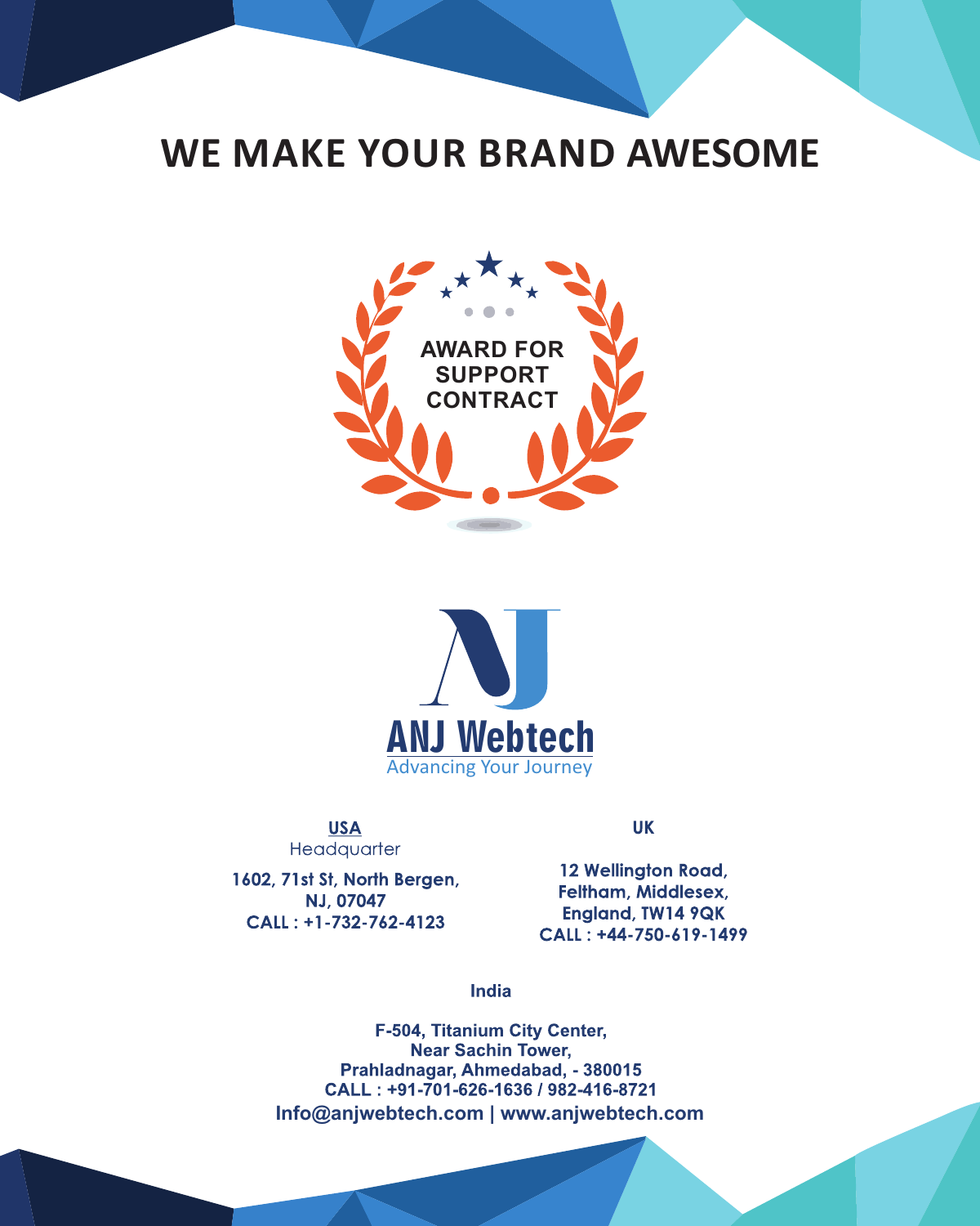# WE MAKE YOUR BRAND AWESOME

AWARD FOR SUPPORT CONTRACT

ANJ Webtech

Advancing Your Journey

**USA**

Headquarter

**1602, 71st St, North Bergen, NJ, 07047**
**CALL : +1-732-762-4123**

**UK**

**12 Wellington Road, Feltham, Middlesex, England, TW14 9QK**
**CALL : +44-750-619-1499**

**India**

**F-504, Titanium City Center, Near Sachin Tower, Prahladnagar, Ahmedabad, - 380015**
**CALL : +91-701-626-1636 / 982-416-8721**

**Info@anjwebtech.com | www.anjwebtech.com**